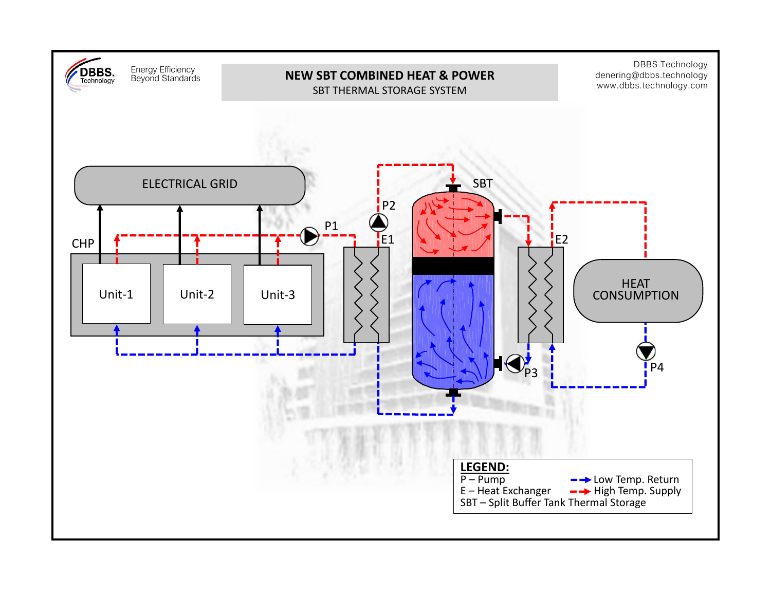DBBS. Technology

Energy Efficiency
Beyond Standards

# NEW SBT COMBINED HEAT & POWER

## SBT THERMAL STORAGE SYSTEM

DBBS Technology
denering@dbbs.technology
www.dbbs.technology.com

ELECTRICAL GRID

CHP

Unit-1

Unit-2

Unit-3

P1

P2

E1

SBT

E2

HEAT CONSUMPTION

P3

P4

**LEGEND:**

P – Pump
E – Heat Exchanger
SBT – Split Buffer Tank Thermal Storage

Low Temp. Return
High Temp. Supply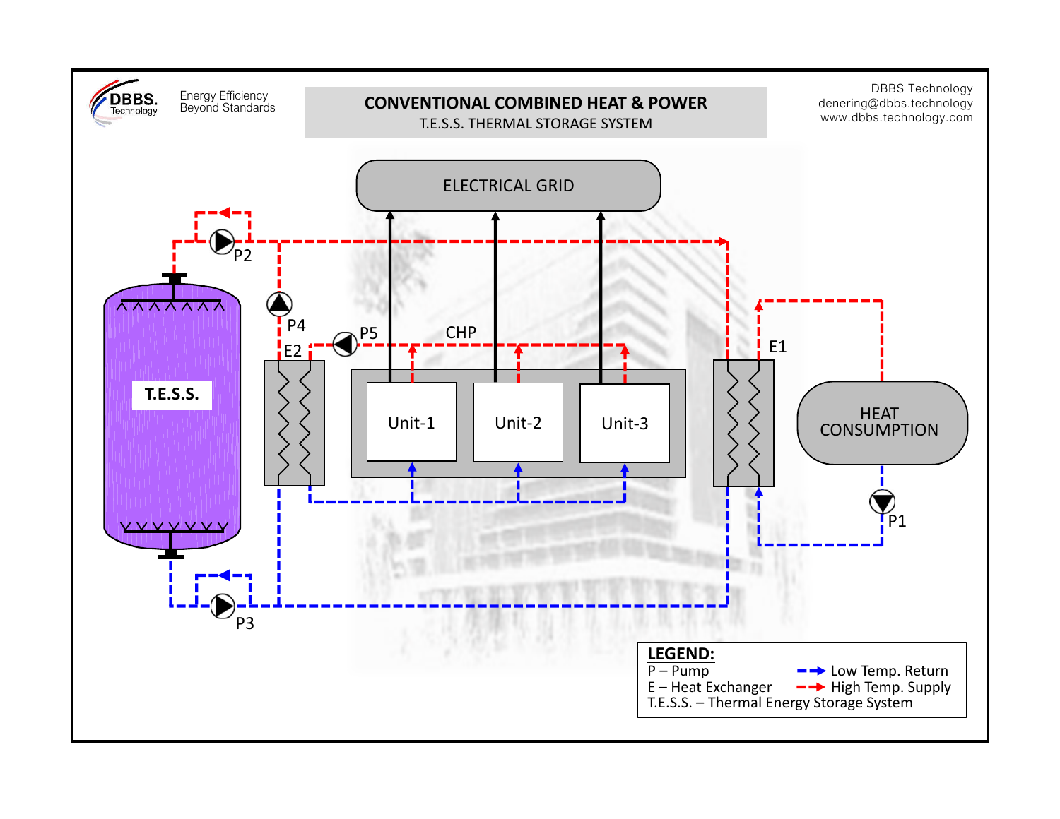DBBS. Technology

Energy Efficiency Beyond Standards

# CONVENTIONAL COMBINED HEAT & POWER

T.E.S.S. THERMAL STORAGE SYSTEM

DBBS Technology
denering@dbbs.technology
www.dbbs.technology.com

ELECTRICAL GRID

CHP

Unit-1

Unit-2

Unit-3

T.E.S.S.

HEAT CONSUMPTION

E1

E2

P1

P2

P3

P4

P5

**LEGEND:**

P – Pump

E – Heat Exchanger

T.E.S.S. – Thermal Energy Storage System

Low Temp. Return

High Temp. Supply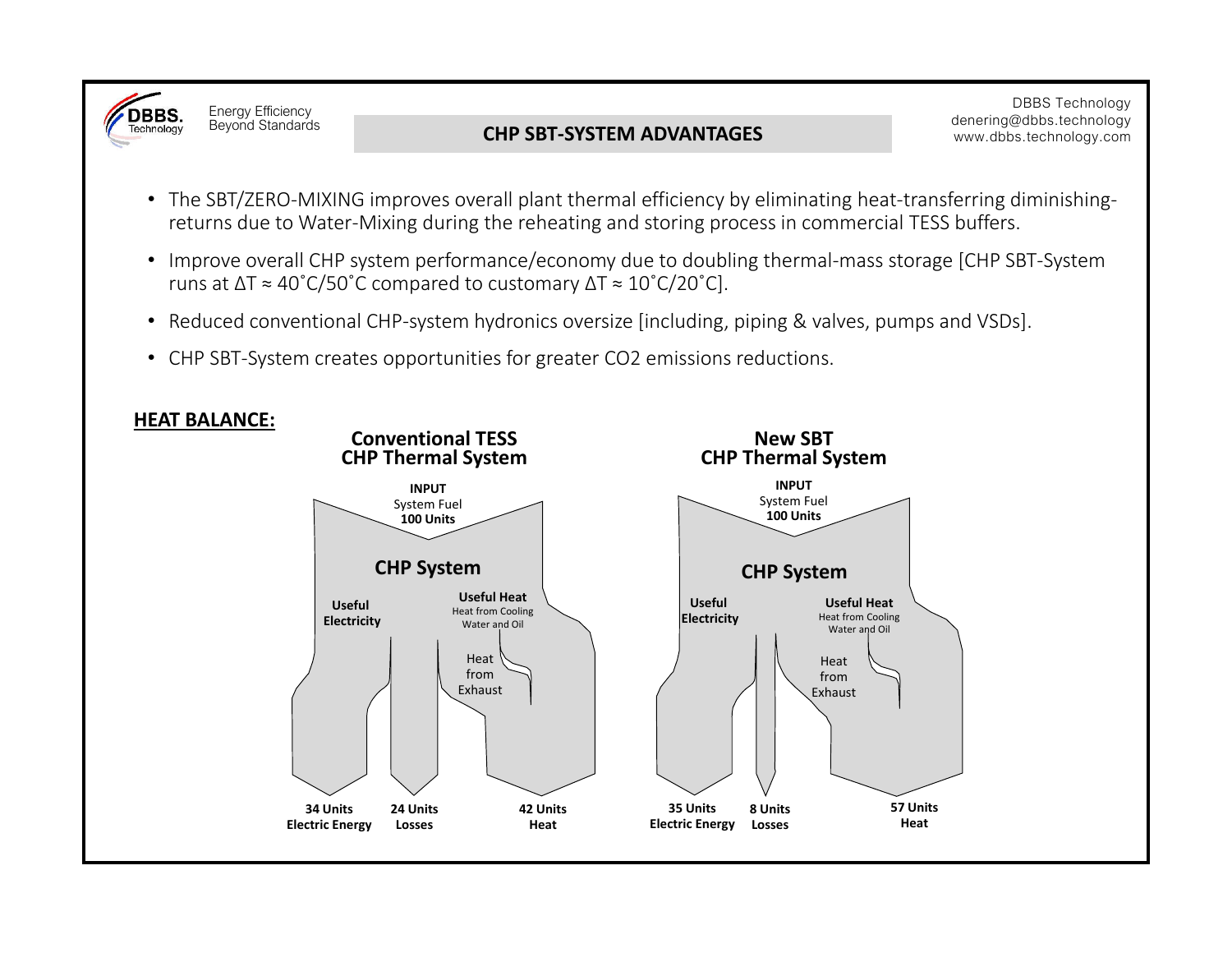## CHP SBT-SYSTEM ADVANTAGES

- The SBT/ZERO-MIXING improves overall plant thermal efficiency by eliminating heat-transferring diminishing-returns due to Water-Mixing during the reheating and storing process in commercial TESS buffers.
- Improve overall CHP system performance/economy due to doubling thermal-mass storage [CHP SBT-System runs at ΔT ≈ 40˚C/50˚C compared to customary ΔT ≈ 10˚C/20˚C].
- Reduced conventional CHP-system hydronics oversize [including, piping & valves, pumps and VSDs].
- CHP SBT-System creates opportunities for greater CO2 emissions reductions.

**HEAT BALANCE:**

**Conventional TESS CHP Thermal System**

**INPUT**
System Fuel
**100 Units**

**CHP System**

**Useful Electricity**

**Useful Heat**
Heat from Cooling Water and Oil

Heat from Exhaust

**34 Units Electric Energy**

**24 Units Losses**

**42 Units Heat**

**New SBT CHP Thermal System**

**INPUT**
System Fuel
**100 Units**

**CHP System**

**Useful Electricity**

**Useful Heat**
Heat from Cooling Water and Oil

Heat from Exhaust

**35 Units Electric Energy**

**8 Units Losses**

**57 Units Heat**